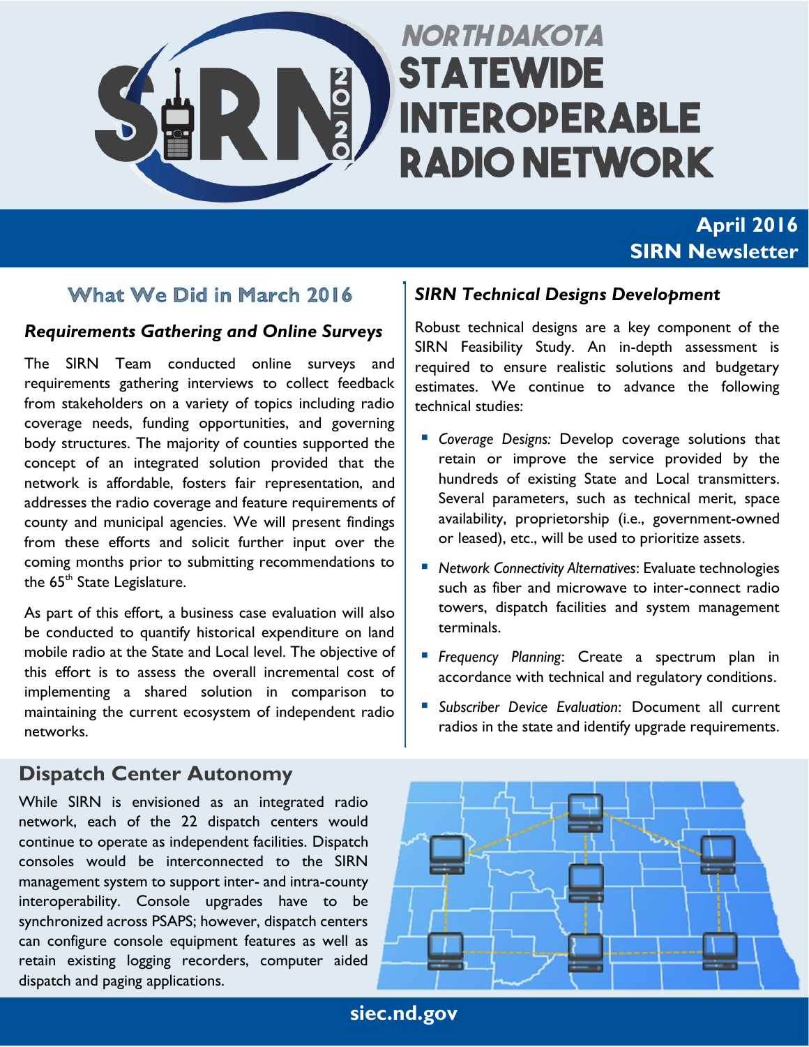# NORTH DAKOTA STATEWIDE INTEROPERABLE RADIO NETWORK

**April 2016**
**SIRN Newsletter**

## What We Did in March 2016

### *Requirements Gathering and Online Surveys*

The SIRN Team conducted online surveys and requirements gathering interviews to collect feedback from stakeholders on a variety of topics including radio coverage needs, funding opportunities, and governing body structures. The majority of counties supported the concept of an integrated solution provided that the network is affordable, fosters fair representation, and addresses the radio coverage and feature requirements of county and municipal agencies. We will present findings from these efforts and solicit further input over the coming months prior to submitting recommendations to the 65th State Legislature.

As part of this effort, a business case evaluation will also be conducted to quantify historical expenditure on land mobile radio at the State and Local level. The objective of this effort is to assess the overall incremental cost of implementing a shared solution in comparison to maintaining the current ecosystem of independent radio networks.

### *SIRN Technical Designs Development*

Robust technical designs are a key component of the SIRN Feasibility Study. An in-depth assessment is required to ensure realistic solutions and budgetary estimates. We continue to advance the following technical studies:

- *Coverage Designs:* Develop coverage solutions that retain or improve the service provided by the hundreds of existing State and Local transmitters. Several parameters, such as technical merit, space availability, proprietorship (i.e., government-owned or leased), etc., will be used to prioritize assets.
- *Network Connectivity Alternatives*: Evaluate technologies such as fiber and microwave to inter-connect radio towers, dispatch facilities and system management terminals.
- *Frequency Planning*: Create a spectrum plan in accordance with technical and regulatory conditions.
- *Subscriber Device Evaluation*: Document all current radios in the state and identify upgrade requirements.

## Dispatch Center Autonomy

While SIRN is envisioned as an integrated radio network, each of the 22 dispatch centers would continue to operate as independent facilities. Dispatch consoles would be interconnected to the SIRN management system to support inter- and intra-county interoperability. Console upgrades have to be synchronized across PSAPS; however, dispatch centers can configure console equipment features as well as retain existing logging recorders, computer aided dispatch and paging applications.

siec.nd.gov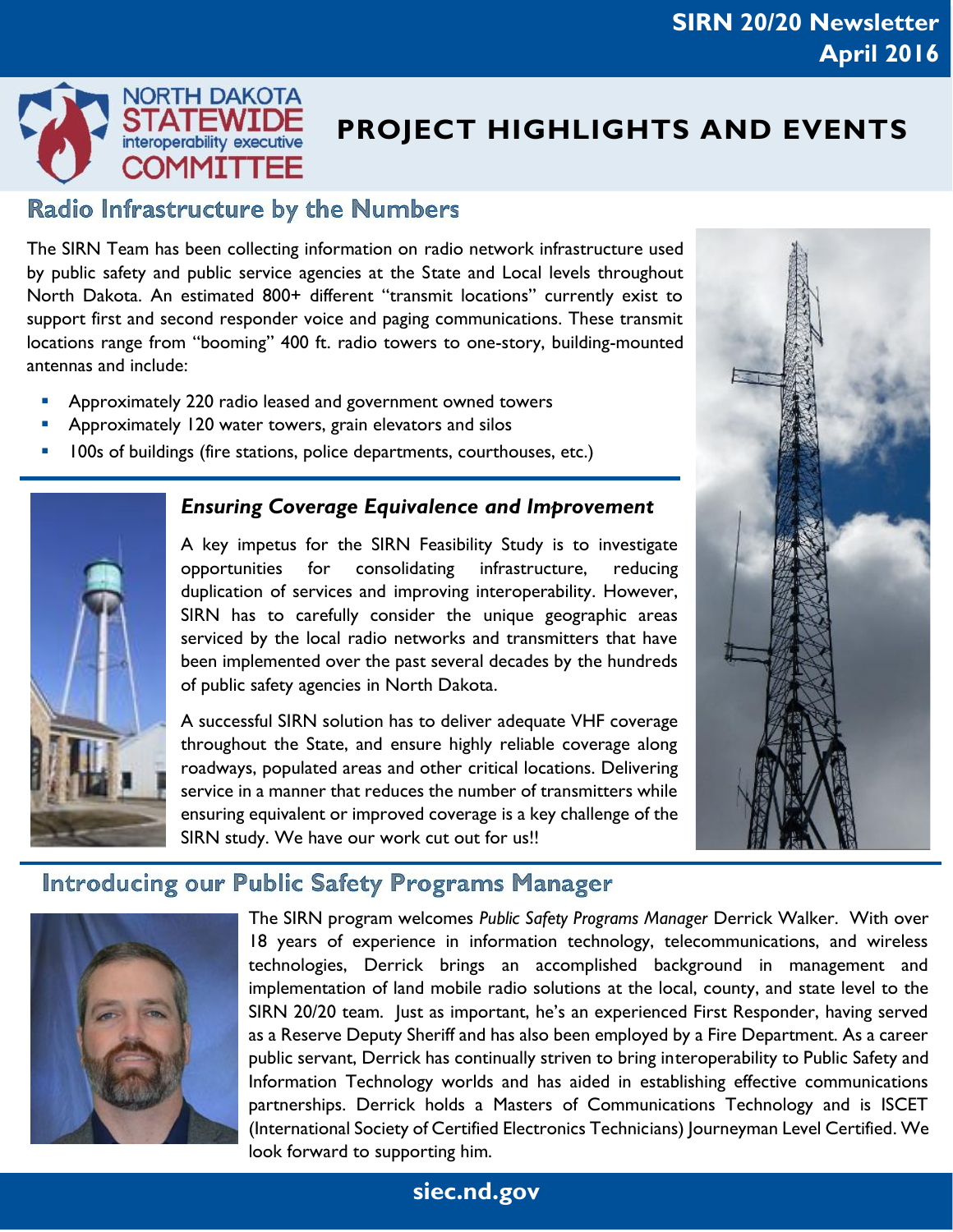SIRN 20/20 Newsletter
April 2016

NORTH DAKOTA STATEWIDE interoperability executive COMMITTEE

# PROJECT HIGHLIGHTS AND EVENTS

## Radio Infrastructure by the Numbers

The SIRN Team has been collecting information on radio network infrastructure used by public safety and public service agencies at the State and Local levels throughout North Dakota. An estimated 800+ different "transmit locations" currently exist to support first and second responder voice and paging communications. These transmit locations range from "booming" 400 ft. radio towers to one-story, building-mounted antennas and include:

- Approximately 220 radio leased and government owned towers
- Approximately 120 water towers, grain elevators and silos
- 100s of buildings (fire stations, police departments, courthouses, etc.)

### *Ensuring Coverage Equivalence and Improvement*

A key impetus for the SIRN Feasibility Study is to investigate opportunities for consolidating infrastructure, reducing duplication of services and improving interoperability. However, SIRN has to carefully consider the unique geographic areas serviced by the local radio networks and transmitters that have been implemented over the past several decades by the hundreds of public safety agencies in North Dakota.

A successful SIRN solution has to deliver adequate VHF coverage throughout the State, and ensure highly reliable coverage along roadways, populated areas and other critical locations. Delivering service in a manner that reduces the number of transmitters while ensuring equivalent or improved coverage is a key challenge of the SIRN study. We have our work cut out for us!!

## Introducing our Public Safety Programs Manager

The SIRN program welcomes *Public Safety Programs Manager* Derrick Walker. With over 18 years of experience in information technology, telecommunications, and wireless technologies, Derrick brings an accomplished background in management and implementation of land mobile radio solutions at the local, county, and state level to the SIRN 20/20 team. Just as important, he's an experienced First Responder, having served as a Reserve Deputy Sheriff and has also been employed by a Fire Department. As a career public servant, Derrick has continually striven to bring interoperability to Public Safety and Information Technology worlds and has aided in establishing effective communications partnerships. Derrick holds a Masters of Communications Technology and is ISCET (International Society of Certified Electronics Technicians) Journeyman Level Certified. We look forward to supporting him.

siec.nd.gov